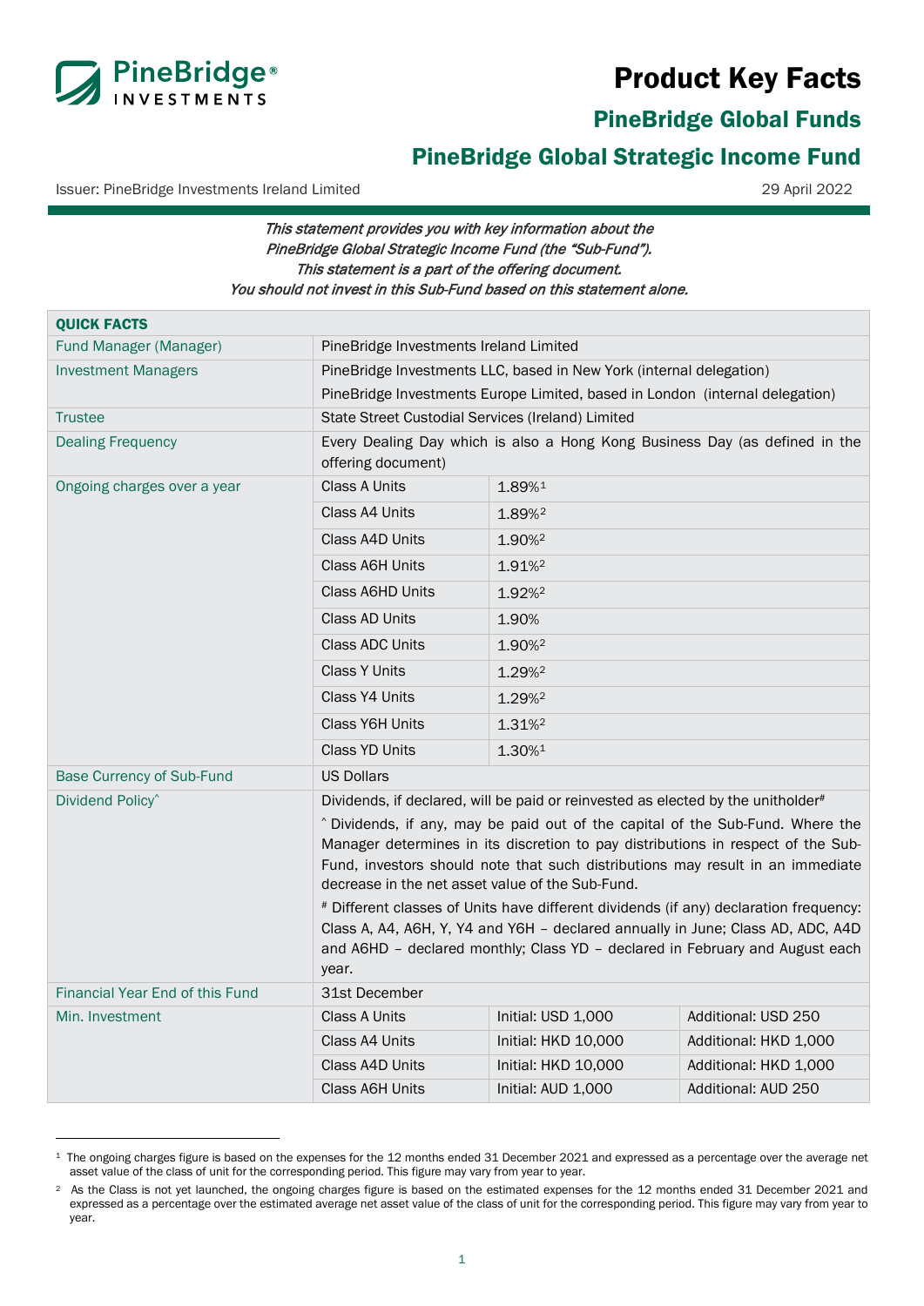# Product Key Facts

## PineBridge Global Funds

## PineBridge Global Strategic Income Fund

Issuer: PineBridge Investments Ireland Limited

29 April 2022

*This statement provides you with key information about the PineBridge Global Strategic Income Fund (the "Sub-Fund").*
*This statement is a part of the offering document.*
*You should not invest in this Sub-Fund based on this statement alone.*

| **QUICK FACTS** | | | |
|---|---|---|---|
| Fund Manager (Manager) | PineBridge Investments Ireland Limited | | |
| Investment Managers | PineBridge Investments LLC, based in New York (internal delegation) | | |
| | PineBridge Investments Europe Limited, based in London (internal delegation) | | |
| Trustee | State Street Custodial Services (Ireland) Limited | | |
| Dealing Frequency | Every Dealing Day which is also a Hong Kong Business Day (as defined in the offering document) | | |
| Ongoing charges over a year | Class A Units | 1.89%[1] | |
| | Class A4 Units | 1.89%[2] | |
| | Class A4D Units | 1.90%[2] | |
| | Class A6H Units | 1.91%[2] | |
| | Class A6HD Units | 1.92%[2] | |
| | Class AD Units | 1.90% | |
| | Class ADC Units | 1.90%[2] | |
| | Class Y Units | 1.29%[2] | |
| | Class Y4 Units | 1.29%[2] | |
| | Class Y6H Units | 1.31%[2] | |
| | Class YD Units | 1.30%[1] | |
| Base Currency of Sub-Fund | US Dollars | | |
| Dividend Policy^ | Dividends, if declared, will be paid or reinvested as elected by the unitholder# <br> ^ Dividends, if any, may be paid out of the capital of the Sub-Fund. Where the Manager determines in its discretion to pay distributions in respect of the Sub-Fund, investors should note that such distributions may result in an immediate decrease in the net asset value of the Sub-Fund. <br> # Different classes of Units have different dividends (if any) declaration frequency: Class A, A4, A6H, Y, Y4 and Y6H – declared annually in June; Class AD, ADC, A4D and A6HD – declared monthly; Class YD – declared in February and August each year. | | |
| Financial Year End of this Fund | 31st December | | |
| Min. Investment | Class A Units | Initial: USD 1,000 | Additional: USD 250 |
| | Class A4 Units | Initial: HKD 10,000 | Additional: HKD 1,000 |
| | Class A4D Units | Initial: HKD 10,000 | Additional: HKD 1,000 |
| | Class A6H Units | Initial: AUD 1,000 | Additional: AUD 250 |

[1] The ongoing charges figure is based on the expenses for the 12 months ended 31 December 2021 and expressed as a percentage over the average net asset value of the class of unit for the corresponding period. This figure may vary from year to year.

[2] As the Class is not yet launched, the ongoing charges figure is based on the estimated expenses for the 12 months ended 31 December 2021 and expressed as a percentage over the estimated average net asset value of the class of unit for the corresponding period. This figure may vary from year to year.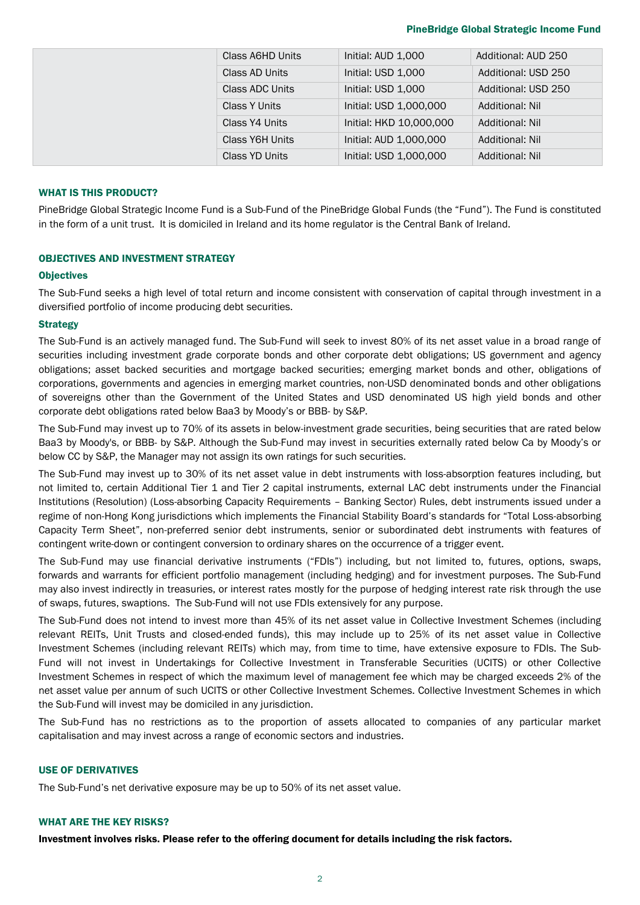| | | | |
|---|---|---|---|
| | Class A6HD Units | Initial: AUD 1,000 | Additional: AUD 250 |
| | Class AD Units | Initial: USD 1,000 | Additional: USD 250 |
| | Class ADC Units | Initial: USD 1,000 | Additional: USD 250 |
| | Class Y Units | Initial: USD 1,000,000 | Additional: Nil |
| | Class Y4 Units | Initial: HKD 10,000,000 | Additional: Nil |
| | Class Y6H Units | Initial: AUD 1,000,000 | Additional: Nil |
| | Class YD Units | Initial: USD 1,000,000 | Additional: Nil |

## WHAT IS THIS PRODUCT?

PineBridge Global Strategic Income Fund is a Sub-Fund of the PineBridge Global Funds (the "Fund"). The Fund is constituted in the form of a unit trust. It is domiciled in Ireland and its home regulator is the Central Bank of Ireland.

## OBJECTIVES AND INVESTMENT STRATEGY

### Objectives

The Sub-Fund seeks a high level of total return and income consistent with conservation of capital through investment in a diversified portfolio of income producing debt securities.

### Strategy

The Sub-Fund is an actively managed fund. The Sub-Fund will seek to invest 80% of its net asset value in a broad range of securities including investment grade corporate bonds and other corporate debt obligations; US government and agency obligations; asset backed securities and mortgage backed securities; emerging market bonds and other, obligations of corporations, governments and agencies in emerging market countries, non-USD denominated bonds and other obligations of sovereigns other than the Government of the United States and USD denominated US high yield bonds and other corporate debt obligations rated below Baa3 by Moody's or BBB- by S&P.

The Sub-Fund may invest up to 70% of its assets in below-investment grade securities, being securities that are rated below Baa3 by Moody's, or BBB- by S&P. Although the Sub-Fund may invest in securities externally rated below Ca by Moody's or below CC by S&P, the Manager may not assign its own ratings for such securities.

The Sub-Fund may invest up to 30% of its net asset value in debt instruments with loss-absorption features including, but not limited to, certain Additional Tier 1 and Tier 2 capital instruments, external LAC debt instruments under the Financial Institutions (Resolution) (Loss-absorbing Capacity Requirements – Banking Sector) Rules, debt instruments issued under a regime of non-Hong Kong jurisdictions which implements the Financial Stability Board's standards for "Total Loss-absorbing Capacity Term Sheet", non-preferred senior debt instruments, senior or subordinated debt instruments with features of contingent write-down or contingent conversion to ordinary shares on the occurrence of a trigger event.

The Sub-Fund may use financial derivative instruments ("FDIs") including, but not limited to, futures, options, swaps, forwards and warrants for efficient portfolio management (including hedging) and for investment purposes. The Sub-Fund may also invest indirectly in treasuries, or interest rates mostly for the purpose of hedging interest rate risk through the use of swaps, futures, swaptions. The Sub-Fund will not use FDIs extensively for any purpose.

The Sub-Fund does not intend to invest more than 45% of its net asset value in Collective Investment Schemes (including relevant REITs, Unit Trusts and closed-ended funds), this may include up to 25% of its net asset value in Collective Investment Schemes (including relevant REITs) which may, from time to time, have extensive exposure to FDIs. The Sub-Fund will not invest in Undertakings for Collective Investment in Transferable Securities (UCITS) or other Collective Investment Schemes in respect of which the maximum level of management fee which may be charged exceeds 2% of the net asset value per annum of such UCITS or other Collective Investment Schemes. Collective Investment Schemes in which the Sub-Fund will invest may be domiciled in any jurisdiction.

The Sub-Fund has no restrictions as to the proportion of assets allocated to companies of any particular market capitalisation and may invest across a range of economic sectors and industries.

## USE OF DERIVATIVES

The Sub-Fund's net derivative exposure may be up to 50% of its net asset value.

## WHAT ARE THE KEY RISKS?

**Investment involves risks. Please refer to the offering document for details including the risk factors.**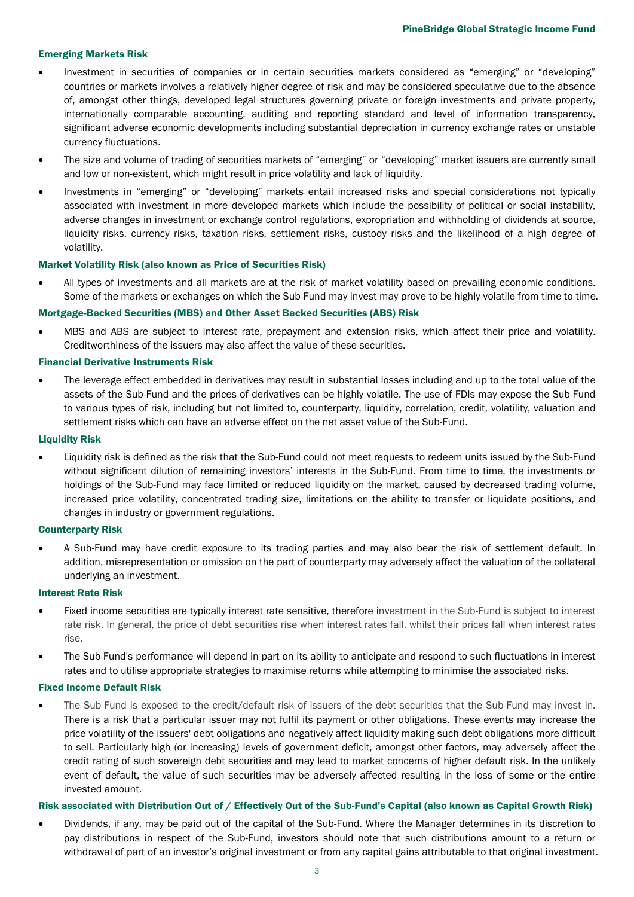#### Emerging Markets Risk

- Investment in securities of companies or in certain securities markets considered as "emerging" or "developing" countries or markets involves a relatively higher degree of risk and may be considered speculative due to the absence of, amongst other things, developed legal structures governing private or foreign investments and private property, internationally comparable accounting, auditing and reporting standard and level of information transparency, significant adverse economic developments including substantial depreciation in currency exchange rates or unstable currency fluctuations.
- The size and volume of trading of securities markets of "emerging" or "developing" market issuers are currently small and low or non-existent, which might result in price volatility and lack of liquidity.
- Investments in "emerging" or "developing" markets entail increased risks and special considerations not typically associated with investment in more developed markets which include the possibility of political or social instability, adverse changes in investment or exchange control regulations, expropriation and withholding of dividends at source, liquidity risks, currency risks, taxation risks, settlement risks, custody risks and the likelihood of a high degree of volatility.

#### Market Volatility Risk (also known as Price of Securities Risk)

- All types of investments and all markets are at the risk of market volatility based on prevailing economic conditions. Some of the markets or exchanges on which the Sub-Fund may invest may prove to be highly volatile from time to time.

#### Mortgage-Backed Securities (MBS) and Other Asset Backed Securities (ABS) Risk

- MBS and ABS are subject to interest rate, prepayment and extension risks, which affect their price and volatility. Creditworthiness of the issuers may also affect the value of these securities.

#### Financial Derivative Instruments Risk

- The leverage effect embedded in derivatives may result in substantial losses including and up to the total value of the assets of the Sub-Fund and the prices of derivatives can be highly volatile. The use of FDIs may expose the Sub-Fund to various types of risk, including but not limited to, counterparty, liquidity, correlation, credit, volatility, valuation and settlement risks which can have an adverse effect on the net asset value of the Sub-Fund.

#### Liquidity Risk

- Liquidity risk is defined as the risk that the Sub-Fund could not meet requests to redeem units issued by the Sub-Fund without significant dilution of remaining investors' interests in the Sub-Fund. From time to time, the investments or holdings of the Sub-Fund may face limited or reduced liquidity on the market, caused by decreased trading volume, increased price volatility, concentrated trading size, limitations on the ability to transfer or liquidate positions, and changes in industry or government regulations.

#### Counterparty Risk

- A Sub-Fund may have credit exposure to its trading parties and may also bear the risk of settlement default. In addition, misrepresentation or omission on the part of counterparty may adversely affect the valuation of the collateral underlying an investment.

#### Interest Rate Risk

- Fixed income securities are typically interest rate sensitive, therefore investment in the Sub-Fund is subject to interest rate risk. In general, the price of debt securities rise when interest rates fall, whilst their prices fall when interest rates rise.
- The Sub-Fund's performance will depend in part on its ability to anticipate and respond to such fluctuations in interest rates and to utilise appropriate strategies to maximise returns while attempting to minimise the associated risks.

#### Fixed Income Default Risk

- The Sub-Fund is exposed to the credit/default risk of issuers of the debt securities that the Sub-Fund may invest in. There is a risk that a particular issuer may not fulfil its payment or other obligations. These events may increase the price volatility of the issuers' debt obligations and negatively affect liquidity making such debt obligations more difficult to sell. Particularly high (or increasing) levels of government deficit, amongst other factors, may adversely affect the credit rating of such sovereign debt securities and may lead to market concerns of higher default risk. In the unlikely event of default, the value of such securities may be adversely affected resulting in the loss of some or the entire invested amount.

#### Risk associated with Distribution Out of / Effectively Out of the Sub-Fund's Capital (also known as Capital Growth Risk)

- Dividends, if any, may be paid out of the capital of the Sub-Fund. Where the Manager determines in its discretion to pay distributions in respect of the Sub-Fund, investors should note that such distributions amount to a return or withdrawal of part of an investor's original investment or from any capital gains attributable to that original investment.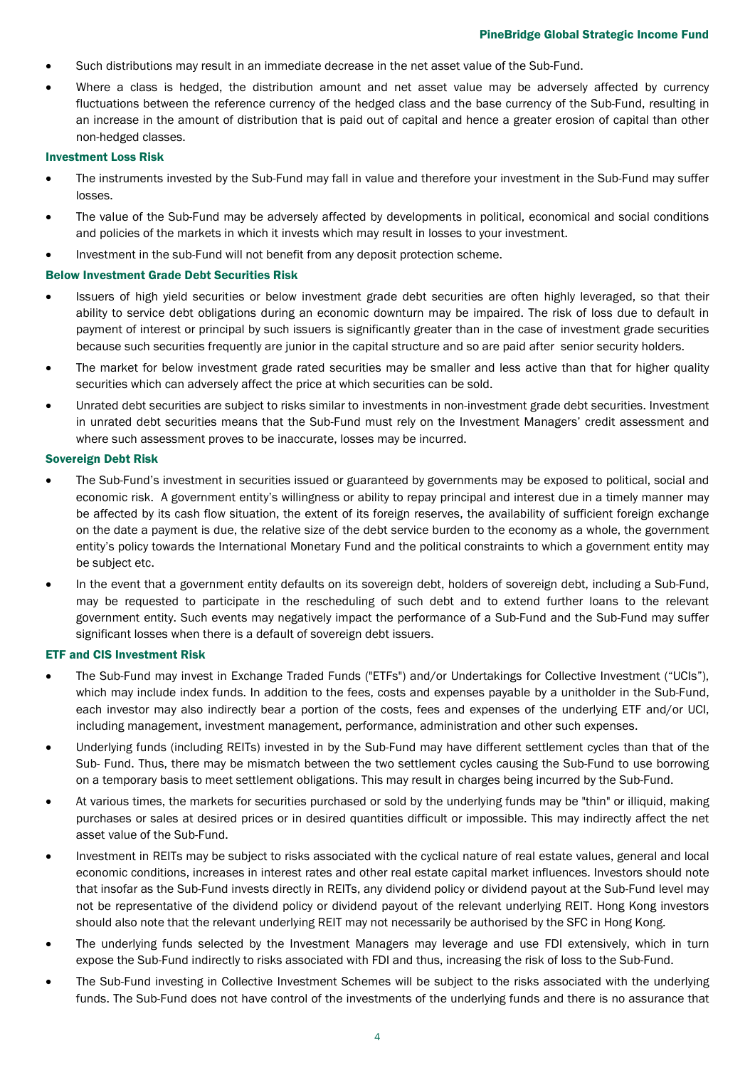- Such distributions may result in an immediate decrease in the net asset value of the Sub-Fund.
- Where a class is hedged, the distribution amount and net asset value may be adversely affected by currency fluctuations between the reference currency of the hedged class and the base currency of the Sub-Fund, resulting in an increase in the amount of distribution that is paid out of capital and hence a greater erosion of capital than other non-hedged classes.

### Investment Loss Risk

- The instruments invested by the Sub-Fund may fall in value and therefore your investment in the Sub-Fund may suffer losses.
- The value of the Sub-Fund may be adversely affected by developments in political, economical and social conditions and policies of the markets in which it invests which may result in losses to your investment.
- Investment in the sub-Fund will not benefit from any deposit protection scheme.

### Below Investment Grade Debt Securities Risk

- Issuers of high yield securities or below investment grade debt securities are often highly leveraged, so that their ability to service debt obligations during an economic downturn may be impaired. The risk of loss due to default in payment of interest or principal by such issuers is significantly greater than in the case of investment grade securities because such securities frequently are junior in the capital structure and so are paid after senior security holders.
- The market for below investment grade rated securities may be smaller and less active than that for higher quality securities which can adversely affect the price at which securities can be sold.
- Unrated debt securities are subject to risks similar to investments in non-investment grade debt securities. Investment in unrated debt securities means that the Sub-Fund must rely on the Investment Managers' credit assessment and where such assessment proves to be inaccurate, losses may be incurred.

### Sovereign Debt Risk

- The Sub-Fund's investment in securities issued or guaranteed by governments may be exposed to political, social and economic risk. A government entity's willingness or ability to repay principal and interest due in a timely manner may be affected by its cash flow situation, the extent of its foreign reserves, the availability of sufficient foreign exchange on the date a payment is due, the relative size of the debt service burden to the economy as a whole, the government entity's policy towards the International Monetary Fund and the political constraints to which a government entity may be subject etc.
- In the event that a government entity defaults on its sovereign debt, holders of sovereign debt, including a Sub-Fund, may be requested to participate in the rescheduling of such debt and to extend further loans to the relevant government entity. Such events may negatively impact the performance of a Sub-Fund and the Sub-Fund may suffer significant losses when there is a default of sovereign debt issuers.

### ETF and CIS Investment Risk

- The Sub-Fund may invest in Exchange Traded Funds ("ETFs") and/or Undertakings for Collective Investment ("UCIs"), which may include index funds. In addition to the fees, costs and expenses payable by a unitholder in the Sub-Fund, each investor may also indirectly bear a portion of the costs, fees and expenses of the underlying ETF and/or UCI, including management, investment management, performance, administration and other such expenses.
- Underlying funds (including REITs) invested in by the Sub-Fund may have different settlement cycles than that of the Sub- Fund. Thus, there may be mismatch between the two settlement cycles causing the Sub-Fund to use borrowing on a temporary basis to meet settlement obligations. This may result in charges being incurred by the Sub-Fund.
- At various times, the markets for securities purchased or sold by the underlying funds may be "thin" or illiquid, making purchases or sales at desired prices or in desired quantities difficult or impossible. This may indirectly affect the net asset value of the Sub-Fund.
- Investment in REITs may be subject to risks associated with the cyclical nature of real estate values, general and local economic conditions, increases in interest rates and other real estate capital market influences. Investors should note that insofar as the Sub-Fund invests directly in REITs, any dividend policy or dividend payout at the Sub-Fund level may not be representative of the dividend policy or dividend payout of the relevant underlying REIT. Hong Kong investors should also note that the relevant underlying REIT may not necessarily be authorised by the SFC in Hong Kong.
- The underlying funds selected by the Investment Managers may leverage and use FDI extensively, which in turn expose the Sub-Fund indirectly to risks associated with FDI and thus, increasing the risk of loss to the Sub-Fund.
- The Sub-Fund investing in Collective Investment Schemes will be subject to the risks associated with the underlying funds. The Sub-Fund does not have control of the investments of the underlying funds and there is no assurance that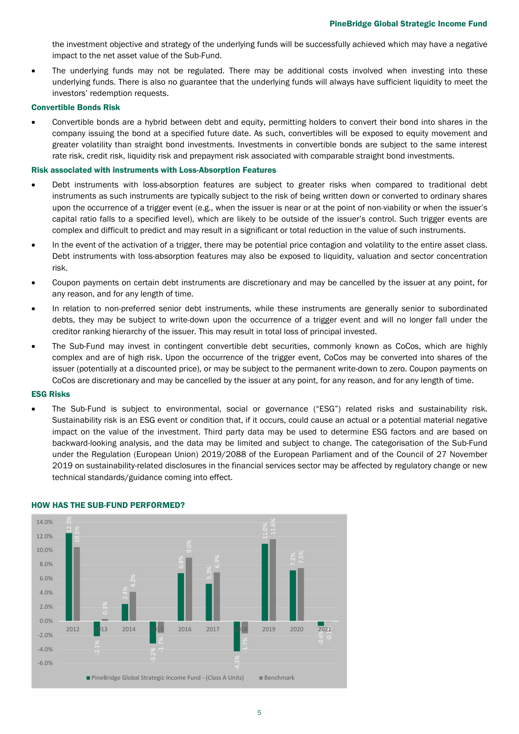the investment objective and strategy of the underlying funds will be successfully achieved which may have a negative impact to the net asset value of the Sub-Fund.

- The underlying funds may not be regulated. There may be additional costs involved when investing into these underlying funds. There is also no guarantee that the underlying funds will always have sufficient liquidity to meet the investors' redemption requests.

**Convertible Bonds Risk**

- Convertible bonds are a hybrid between debt and equity, permitting holders to convert their bond into shares in the company issuing the bond at a specified future date. As such, convertibles will be exposed to equity movement and greater volatility than straight bond investments. Investments in convertible bonds are subject to the same interest rate risk, credit risk, liquidity risk and prepayment risk associated with comparable straight bond investments.

**Risk associated with instruments with Loss-Absorption Features**

- Debt instruments with loss-absorption features are subject to greater risks when compared to traditional debt instruments as such instruments are typically subject to the risk of being written down or converted to ordinary shares upon the occurrence of a trigger event (e.g., when the issuer is near or at the point of non-viability or when the issuer's capital ratio falls to a specified level), which are likely to be outside of the issuer's control. Such trigger events are complex and difficult to predict and may result in a significant or total reduction in the value of such instruments.
- In the event of the activation of a trigger, there may be potential price contagion and volatility to the entire asset class. Debt instruments with loss-absorption features may also be exposed to liquidity, valuation and sector concentration risk.
- Coupon payments on certain debt instruments are discretionary and may be cancelled by the issuer at any point, for any reason, and for any length of time.
- In relation to non-preferred senior debt instruments, while these instruments are generally senior to subordinated debts, they may be subject to write-down upon the occurrence of a trigger event and will no longer fall under the creditor ranking hierarchy of the issuer. This may result in total loss of principal invested.
- The Sub-Fund may invest in contingent convertible debt securities, commonly known as CoCos, which are highly complex and are of high risk. Upon the occurrence of the trigger event, CoCos may be converted into shares of the issuer (potentially at a discounted price), or may be subject to the permanent write-down to zero. Coupon payments on CoCos are discretionary and may be cancelled by the issuer at any point, for any reason, and for any length of time.

**ESG Risks**

- The Sub-Fund is subject to environmental, social or governance ("ESG") related risks and sustainability risk. Sustainability risk is an ESG event or condition that, if it occurs, could cause an actual or a potential material negative impact on the value of the investment. Third party data may be used to determine ESG factors and are based on backward-looking analysis, and the data may be limited and subject to change. The categorisation of the Sub-Fund under the Regulation (European Union) 2019/2088 of the European Parliament and of the Council of 27 November 2019 on sustainability-related disclosures in the financial services sector may be affected by regulatory change or new technical standards/guidance coming into effect.

## HOW HAS THE SUB-FUND PERFORMED?

| Year | PineBridge Global Strategic Income Fund - (Class A Units) | Benchmark |
|---|---|---|
| 2012 | 12.5% | 10.5% |
| 2013 | -2.1% | 0.3% |
| 2014 | 2.4% | 4.2% |
| 2015 | -3.2% | -1.7% |
| 2016 | 6.8% | 9.0% |
| 2017 | 5.3% | 6.9% |
| 2018 | -4.3% | -1.7% |
| 2019 | 11.0% | 11.6% |
| 2020 | 7.2% | 7.5% |
| 2021 | -0.6% | -0.1% |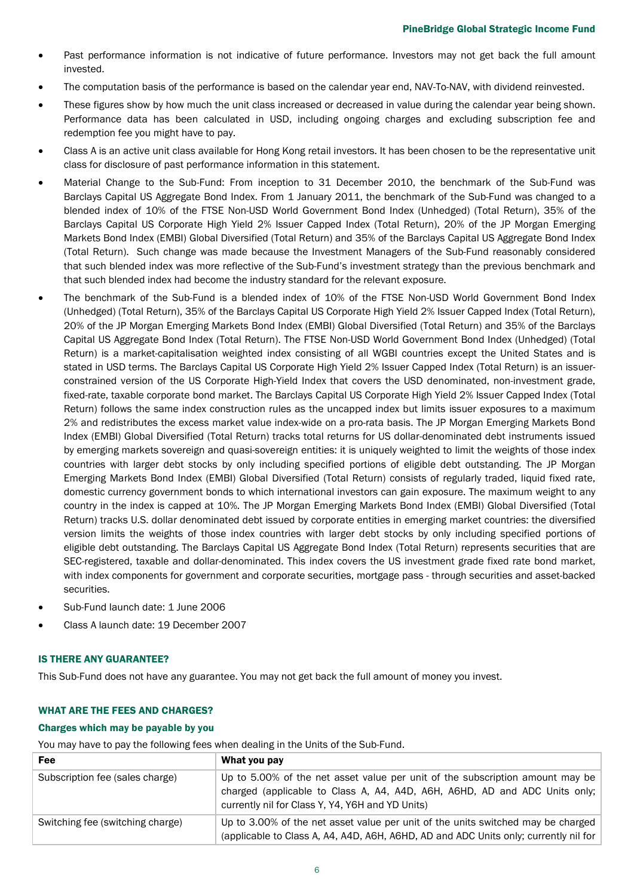- Past performance information is not indicative of future performance. Investors may not get back the full amount invested.
- The computation basis of the performance is based on the calendar year end, NAV-To-NAV, with dividend reinvested.
- These figures show by how much the unit class increased or decreased in value during the calendar year being shown. Performance data has been calculated in USD, including ongoing charges and excluding subscription fee and redemption fee you might have to pay.
- Class A is an active unit class available for Hong Kong retail investors. It has been chosen to be the representative unit class for disclosure of past performance information in this statement.
- Material Change to the Sub-Fund: From inception to 31 December 2010, the benchmark of the Sub-Fund was Barclays Capital US Aggregate Bond Index. From 1 January 2011, the benchmark of the Sub-Fund was changed to a blended index of 10% of the FTSE Non-USD World Government Bond Index (Unhedged) (Total Return), 35% of the Barclays Capital US Corporate High Yield 2% Issuer Capped Index (Total Return), 20% of the JP Morgan Emerging Markets Bond Index (EMBI) Global Diversified (Total Return) and 35% of the Barclays Capital US Aggregate Bond Index (Total Return). Such change was made because the Investment Managers of the Sub-Fund reasonably considered that such blended index was more reflective of the Sub-Fund's investment strategy than the previous benchmark and that such blended index had become the industry standard for the relevant exposure.
- The benchmark of the Sub-Fund is a blended index of 10% of the FTSE Non-USD World Government Bond Index (Unhedged) (Total Return), 35% of the Barclays Capital US Corporate High Yield 2% Issuer Capped Index (Total Return), 20% of the JP Morgan Emerging Markets Bond Index (EMBI) Global Diversified (Total Return) and 35% of the Barclays Capital US Aggregate Bond Index (Total Return). The FTSE Non-USD World Government Bond Index (Unhedged) (Total Return) is a market-capitalisation weighted index consisting of all WGBI countries except the United States and is stated in USD terms. The Barclays Capital US Corporate High Yield 2% Issuer Capped Index (Total Return) is an issuer-constrained version of the US Corporate High-Yield Index that covers the USD denominated, non-investment grade, fixed-rate, taxable corporate bond market. The Barclays Capital US Corporate High Yield 2% Issuer Capped Index (Total Return) follows the same index construction rules as the uncapped index but limits issuer exposures to a maximum 2% and redistributes the excess market value index-wide on a pro-rata basis. The JP Morgan Emerging Markets Bond Index (EMBI) Global Diversified (Total Return) tracks total returns for US dollar-denominated debt instruments issued by emerging markets sovereign and quasi-sovereign entities: it is uniquely weighted to limit the weights of those index countries with larger debt stocks by only including specified portions of eligible debt outstanding. The JP Morgan Emerging Markets Bond Index (EMBI) Global Diversified (Total Return) consists of regularly traded, liquid fixed rate, domestic currency government bonds to which international investors can gain exposure. The maximum weight to any country in the index is capped at 10%. The JP Morgan Emerging Markets Bond Index (EMBI) Global Diversified (Total Return) tracks U.S. dollar denominated debt issued by corporate entities in emerging market countries: the diversified version limits the weights of those index countries with larger debt stocks by only including specified portions of eligible debt outstanding. The Barclays Capital US Aggregate Bond Index (Total Return) represents securities that are SEC-registered, taxable and dollar-denominated. This index covers the US investment grade fixed rate bond market, with index components for government and corporate securities, mortgage pass - through securities and asset-backed securities.
- Sub-Fund launch date: 1 June 2006
- Class A launch date: 19 December 2007

## IS THERE ANY GUARANTEE?

This Sub-Fund does not have any guarantee. You may not get back the full amount of money you invest.

## WHAT ARE THE FEES AND CHARGES?

### Charges which may be payable by you

You may have to pay the following fees when dealing in the Units of the Sub-Fund.

| Fee | What you pay |
|---|---|
| Subscription fee (sales charge) | Up to 5.00% of the net asset value per unit of the subscription amount may be charged (applicable to Class A, A4, A4D, A6H, A6HD, AD and ADC Units only; currently nil for Class Y, Y4, Y6H and YD Units) |
| Switching fee (switching charge) | Up to 3.00% of the net asset value per unit of the units switched may be charged (applicable to Class A, A4, A4D, A6H, A6HD, AD and ADC Units only; currently nil for |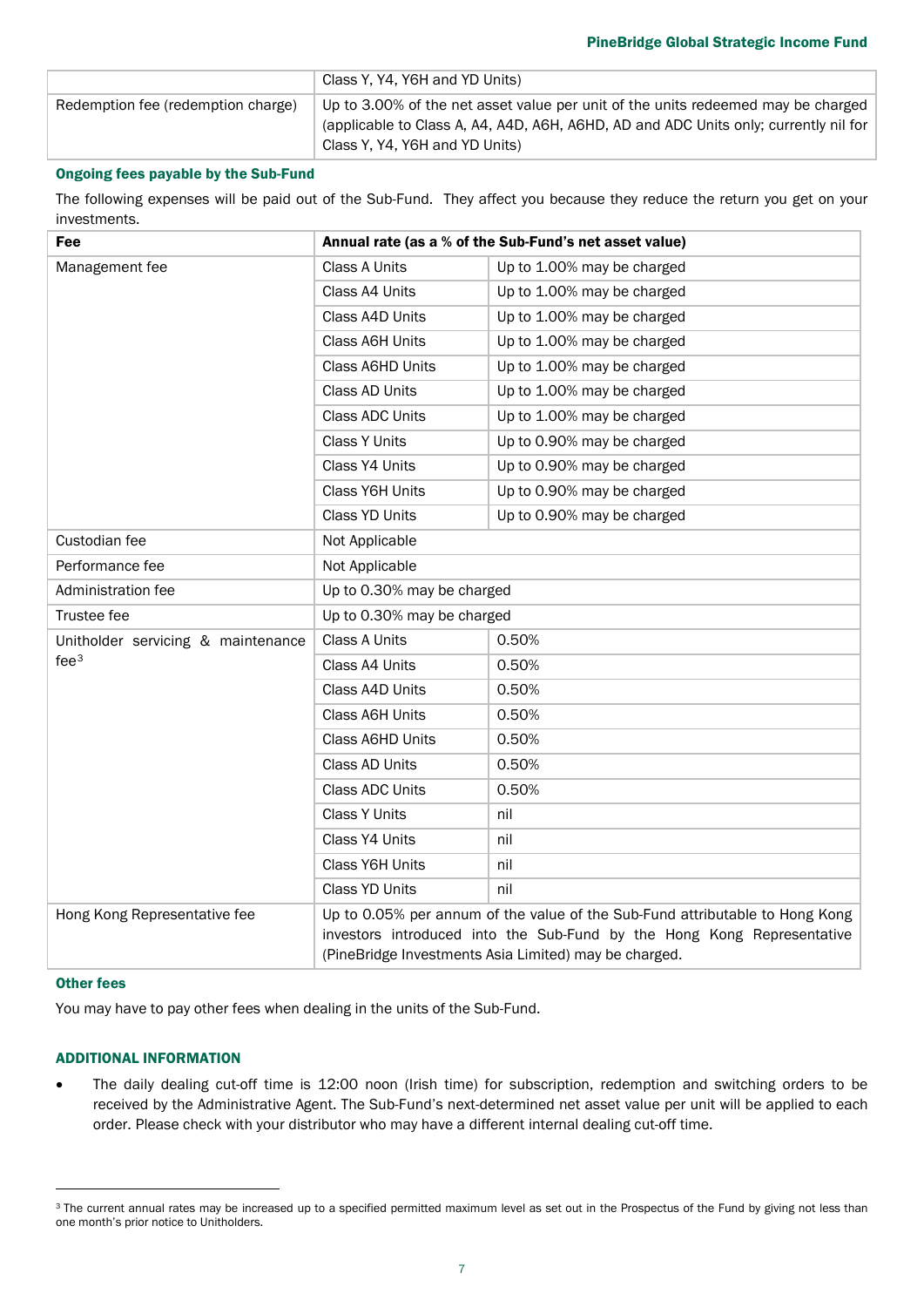| | |
|---|---|
| | Class Y, Y4, Y6H and YD Units) |
| Redemption fee (redemption charge) | Up to 3.00% of the net asset value per unit of the units redeemed may be charged (applicable to Class A, A4, A4D, A6H, A6HD, AD and ADC Units only; currently nil for Class Y, Y4, Y6H and YD Units) |

### Ongoing fees payable by the Sub-Fund

The following expenses will be paid out of the Sub-Fund. They affect you because they reduce the return you get on your investments.

| Fee | Annual rate (as a % of the Sub-Fund's net asset value) | |
|---|---|---|
| Management fee | Class A Units | Up to 1.00% may be charged |
| | Class A4 Units | Up to 1.00% may be charged |
| | Class A4D Units | Up to 1.00% may be charged |
| | Class A6H Units | Up to 1.00% may be charged |
| | Class A6HD Units | Up to 1.00% may be charged |
| | Class AD Units | Up to 1.00% may be charged |
| | Class ADC Units | Up to 1.00% may be charged |
| | Class Y Units | Up to 0.90% may be charged |
| | Class Y4 Units | Up to 0.90% may be charged |
| | Class Y6H Units | Up to 0.90% may be charged |
| | Class YD Units | Up to 0.90% may be charged |
| Custodian fee | Not Applicable | |
| Performance fee | Not Applicable | |
| Administration fee | Up to 0.30% may be charged | |
| Trustee fee | Up to 0.30% may be charged | |
| Unitholder servicing & maintenance fee[3] | Class A Units | 0.50% |
| | Class A4 Units | 0.50% |
| | Class A4D Units | 0.50% |
| | Class A6H Units | 0.50% |
| | Class A6HD Units | 0.50% |
| | Class AD Units | 0.50% |
| | Class ADC Units | 0.50% |
| | Class Y Units | nil |
| | Class Y4 Units | nil |
| | Class Y6H Units | nil |
| | Class YD Units | nil |
| Hong Kong Representative fee | Up to 0.05% per annum of the value of the Sub-Fund attributable to Hong Kong investors introduced into the Sub-Fund by the Hong Kong Representative (PineBridge Investments Asia Limited) may be charged. | |

### Other fees

You may have to pay other fees when dealing in the units of the Sub-Fund.

## ADDITIONAL INFORMATION

- The daily dealing cut-off time is 12:00 noon (Irish time) for subscription, redemption and switching orders to be received by the Administrative Agent. The Sub-Fund's next-determined net asset value per unit will be applied to each order. Please check with your distributor who may have a different internal dealing cut-off time.

[3] The current annual rates may be increased up to a specified permitted maximum level as set out in the Prospectus of the Fund by giving not less than one month's prior notice to Unitholders.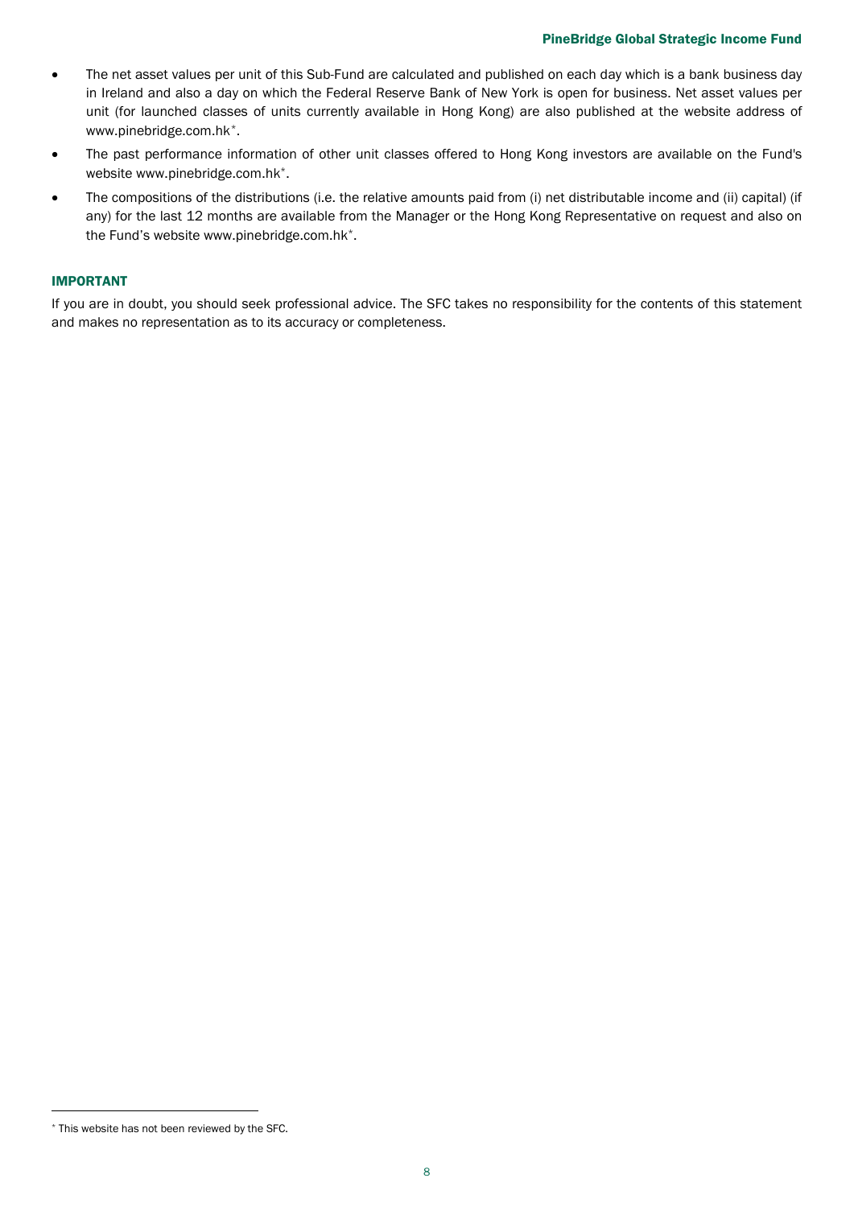- The net asset values per unit of this Sub-Fund are calculated and published on each day which is a bank business day in Ireland and also a day on which the Federal Reserve Bank of New York is open for business. Net asset values per unit (for launched classes of units currently available in Hong Kong) are also published at the website address of www.pinebridge.com.hk*.
- The past performance information of other unit classes offered to Hong Kong investors are available on the Fund's website www.pinebridge.com.hk*.
- The compositions of the distributions (i.e. the relative amounts paid from (i) net distributable income and (ii) capital) (if any) for the last 12 months are available from the Manager or the Hong Kong Representative on request and also on the Fund's website www.pinebridge.com.hk*.

**IMPORTANT**

If you are in doubt, you should seek professional advice. The SFC takes no responsibility for the contents of this statement and makes no representation as to its accuracy or completeness.

* This website has not been reviewed by the SFC.